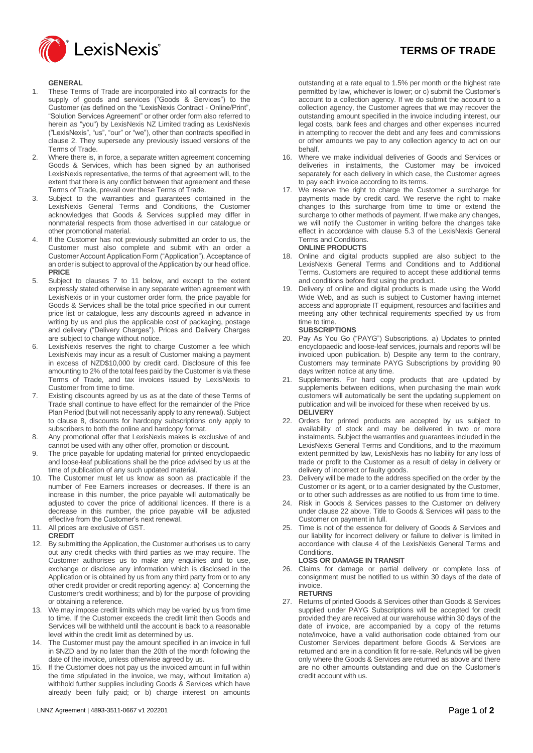# TERMS OF TRADE

## GENERAL

1. These Terms of Trade are incorporated into all contracts for the supply of goods and services ("Goods & Services") to the Customer (as defined on the "LexisNexis Contract - Online/Print", "Solution Services Agreement" or other order form also referred to herein as "you") by LexisNexis NZ Limited trading as LexisNexis ("LexisNexis", "us", "our" or "we"), other than contracts specified in clause 2. They supersede any previously issued versions of the Terms of Trade.
2. Where there is, in force, a separate written agreement concerning Goods & Services, which has been signed by an authorised LexisNexis representative, the terms of that agreement will, to the extent that there is any conflict between that agreement and these Terms of Trade, prevail over these Terms of Trade.
3. Subject to the warranties and guarantees contained in the LexisNexis General Terms and Conditions, the Customer acknowledges that Goods & Services supplied may differ in nonmaterial respects from those advertised in our catalogue or other promotional material.
4. If the Customer has not previously submitted an order to us, the Customer must also complete and submit with an order a Customer Account Application Form ("Application"). Acceptance of an order is subject to approval of the Application by our head office.

## PRICE

5. Subject to clauses 7 to 11 below, and except to the extent expressly stated otherwise in any separate written agreement with LexisNexis or in your customer order form, the price payable for Goods & Services shall be the total price specified in our current price list or catalogue, less any discounts agreed in advance in writing by us and plus the applicable cost of packaging, postage and delivery ("Delivery Charges"). Prices and Delivery Charges are subject to change without notice.
6. LexisNexis reserves the right to charge Customer a fee which LexisNexis may incur as a result of Customer making a payment in excess of NZD$10,000 by credit card. Disclosure of this fee amounting to 2% of the total fees paid by the Customer is via these Terms of Trade, and tax invoices issued by LexisNexis to Customer from time to time.
7. Existing discounts agreed by us as at the date of these Terms of Trade shall continue to have effect for the remainder of the Price Plan Period (but will not necessarily apply to any renewal). Subject to clause 8, discounts for hardcopy subscriptions only apply to subscribers to both the online and hardcopy format.
8. Any promotional offer that LexisNexis makes is exclusive of and cannot be used with any other offer, promotion or discount.
9. The price payable for updating material for printed encyclopaedic and loose-leaf publications shall be the price advised by us at the time of publication of any such updated material.
10. The Customer must let us know as soon as practicable if the number of Fee Earners increases or decreases. If there is an increase in this number, the price payable will automatically be adjusted to cover the price of additional licences. If there is a decrease in this number, the price payable will be adjusted effective from the Customer's next renewal.
11. All prices are exclusive of GST.

## CREDIT

12. By submitting the Application, the Customer authorises us to carry out any credit checks with third parties as we may require. The Customer authorises us to make any enquiries and to use, exchange or disclose any information which is disclosed in the Application or is obtained by us from any third party from or to any other credit provider or credit reporting agency: a) Concerning the Customer's credit worthiness; and b) for the purpose of providing or obtaining a reference.
13. We may impose credit limits which may be varied by us from time to time. If the Customer exceeds the credit limit then Goods and Services will be withheld until the account is back to a reasonable level within the credit limit as determined by us.
14. The Customer must pay the amount specified in an invoice in full in $NZD and by no later than the 20th of the month following the date of the invoice, unless otherwise agreed by us.
15. If the Customer does not pay us the invoiced amount in full within the time stipulated in the invoice, we may, without limitation a) withhold further supplies including Goods & Services which have already been fully paid; or b) charge interest on amounts outstanding at a rate equal to 1.5% per month or the highest rate permitted by law, whichever is lower; or c) submit the Customer's account to a collection agency. If we do submit the account to a collection agency, the Customer agrees that we may recover the outstanding amount specified in the invoice including interest, our legal costs, bank fees and charges and other expenses incurred in attempting to recover the debt and any fees and commissions or other amounts we pay to any collection agency to act on our behalf.
16. Where we make individual deliveries of Goods and Services or deliveries in instalments, the Customer may be invoiced separately for each delivery in which case, the Customer agrees to pay each invoice according to its terms.
17. We reserve the right to charge the Customer a surcharge for payments made by credit card. We reserve the right to make changes to this surcharge from time to time or extend the surcharge to other methods of payment. If we make any changes, we will notify the Customer in writing before the changes take effect in accordance with clause 5.3 of the LexisNexis General Terms and Conditions.

## ONLINE PRODUCTS

18. Online and digital products supplied are also subject to the LexisNexis General Terms and Conditions and to Additional Terms. Customers are required to accept these additional terms and conditions before first using the product.
19. Delivery of online and digital products is made using the World Wide Web, and as such is subject to Customer having internet access and appropriate IT equipment, resources and facilities and meeting any other technical requirements specified by us from time to time.

## SUBSCRIPTIONS

20. Pay As You Go ("PAYG") Subscriptions. a) Updates to printed encyclopaedic and loose-leaf services, journals and reports will be invoiced upon publication. b) Despite any term to the contrary, Customers may terminate PAYG Subscriptions by providing 90 days written notice at any time.
21. Supplements. For hard copy products that are updated by supplements between editions, when purchasing the main work customers will automatically be sent the updating supplement on publication and will be invoiced for these when received by us.

## DELIVERY

22. Orders for printed products are accepted by us subject to availability of stock and may be delivered in two or more instalments. Subject the warranties and guarantees included in the LexisNexis General Terms and Conditions, and to the maximum extent permitted by law, LexisNexis has no liability for any loss of trade or profit to the Customer as a result of delay in delivery or delivery of incorrect or faulty goods.
23. Delivery will be made to the address specified on the order by the Customer or its agent, or to a carrier designated by the Customer, or to other such addresses as are notified to us from time to time.
24. Risk in Goods & Services passes to the Customer on delivery under clause 22 above. Title to Goods & Services will pass to the Customer on payment in full.
25. Time is not of the essence for delivery of Goods & Services and our liability for incorrect delivery or failure to deliver is limited in accordance with clause 4 of the LexisNexis General Terms and Conditions.

## LOSS OR DAMAGE IN TRANSIT

26. Claims for damage or partial delivery or complete loss of consignment must be notified to us within 30 days of the date of invoice.

## RETURNS

27. Returns of printed Goods & Services other than Goods & Services supplied under PAYG Subscriptions will be accepted for credit provided they are received at our warehouse within 30 days of the date of invoice, are accompanied by a copy of the returns note/invoice, have a valid authorisation code obtained from our Customer Services department before Goods & Services are returned and are in a condition fit for re-sale. Refunds will be given only where the Goods & Services are returned as above and there are no other amounts outstanding and due on the Customer's credit account with us.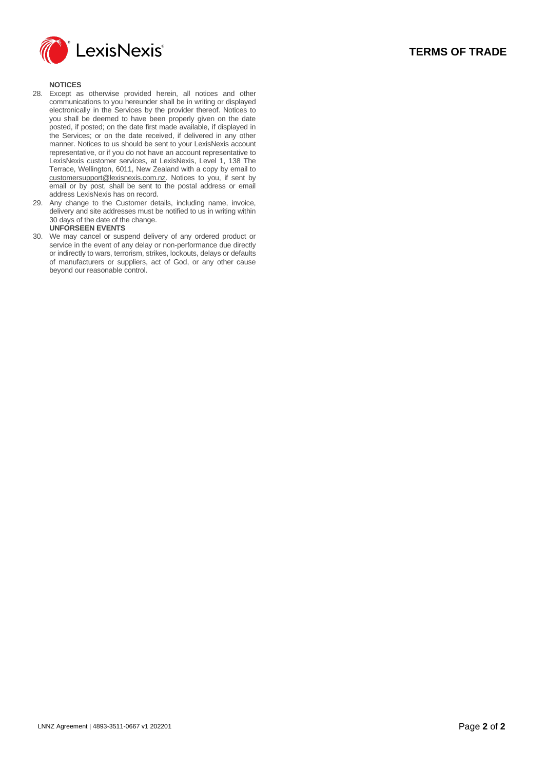### NOTICES

28. Except as otherwise provided herein, all notices and other communications to you hereunder shall be in writing or displayed electronically in the Services by the provider thereof. Notices to you shall be deemed to have been properly given on the date posted, if posted; on the date first made available, if displayed in the Services; or on the date received, if delivered in any other manner. Notices to us should be sent to your LexisNexis account representative, or if you do not have an account representative to LexisNexis customer services, at LexisNexis, Level 1, 138 The Terrace, Wellington, 6011, New Zealand with a copy by email to customersupport@lexisnexis.com.nz. Notices to you, if sent by email or by post, shall be sent to the postal address or email address LexisNexis has on record.
29. Any change to the Customer details, including name, invoice, delivery and site addresses must be notified to us in writing within 30 days of the date of the change.

### UNFORSEEN EVENTS

30. We may cancel or suspend delivery of any ordered product or service in the event of any delay or non-performance due directly or indirectly to wars, terrorism, strikes, lockouts, delays or defaults of manufacturers or suppliers, act of God, or any other cause beyond our reasonable control.

LNNZ Agreement | 4893-3511-0667 v1 202201